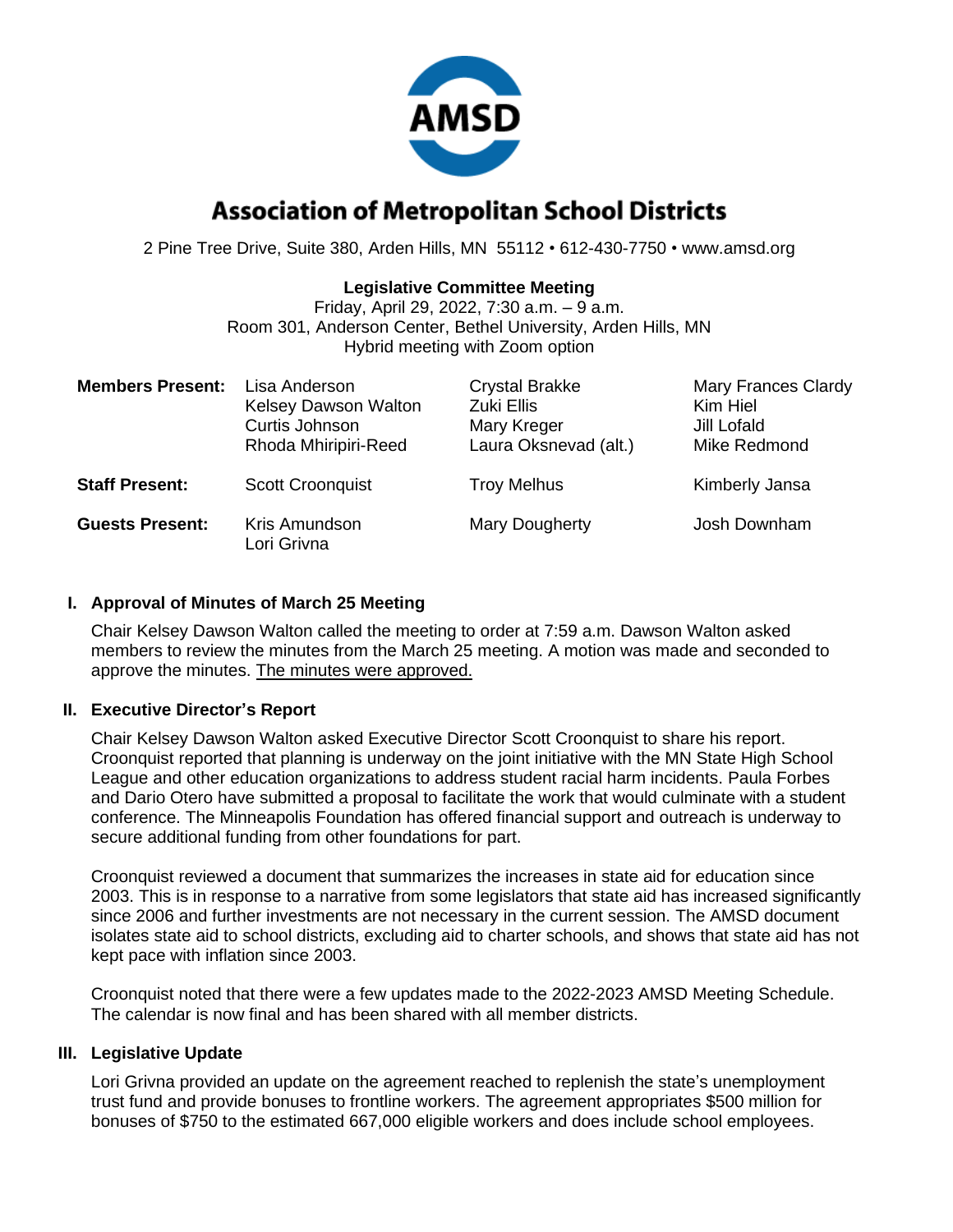# Association of Metropolitan School Districts

2 Pine Tree Drive, Suite 380, Arden Hills, MN 55112 • 612-430-7750 • www.amsd.org

**Legislative Committee Meeting**
Friday, April 29, 2022, 7:30 a.m. – 9 a.m.
Room 301, Anderson Center, Bethel University, Arden Hills, MN
Hybrid meeting with Zoom option

| | | | |
|---|---|---|---|
| **Members Present:** | Lisa Anderson | Crystal Brakke | Mary Frances Clardy |
| | Kelsey Dawson Walton | Zuki Ellis | Kim Hiel |
| | Curtis Johnson | Mary Kreger | Jill Lofald |
| | Rhoda Mhiripiri-Reed | Laura Oksnevad (alt.) | Mike Redmond |
| **Staff Present:** | Scott Croonquist | Troy Melhus | Kimberly Jansa |
| **Guests Present:** | Kris Amundson | Mary Dougherty | Josh Downham |
| | Lori Grivna | | |

## I. Approval of Minutes of March 25 Meeting

Chair Kelsey Dawson Walton called the meeting to order at 7:59 a.m. Dawson Walton asked members to review the minutes from the March 25 meeting. A motion was made and seconded to approve the minutes. The minutes were approved.

## II. Executive Director's Report

Chair Kelsey Dawson Walton asked Executive Director Scott Croonquist to share his report. Croonquist reported that planning is underway on the joint initiative with the MN State High School League and other education organizations to address student racial harm incidents. Paula Forbes and Dario Otero have submitted a proposal to facilitate the work that would culminate with a student conference. The Minneapolis Foundation has offered financial support and outreach is underway to secure additional funding from other foundations for part.

Croonquist reviewed a document that summarizes the increases in state aid for education since 2003. This is in response to a narrative from some legislators that state aid has increased significantly since 2006 and further investments are not necessary in the current session. The AMSD document isolates state aid to school districts, excluding aid to charter schools, and shows that state aid has not kept pace with inflation since 2003.

Croonquist noted that there were a few updates made to the 2022-2023 AMSD Meeting Schedule. The calendar is now final and has been shared with all member districts.

## III. Legislative Update

Lori Grivna provided an update on the agreement reached to replenish the state's unemployment trust fund and provide bonuses to frontline workers. The agreement appropriates $500 million for bonuses of $750 to the estimated 667,000 eligible workers and does include school employees.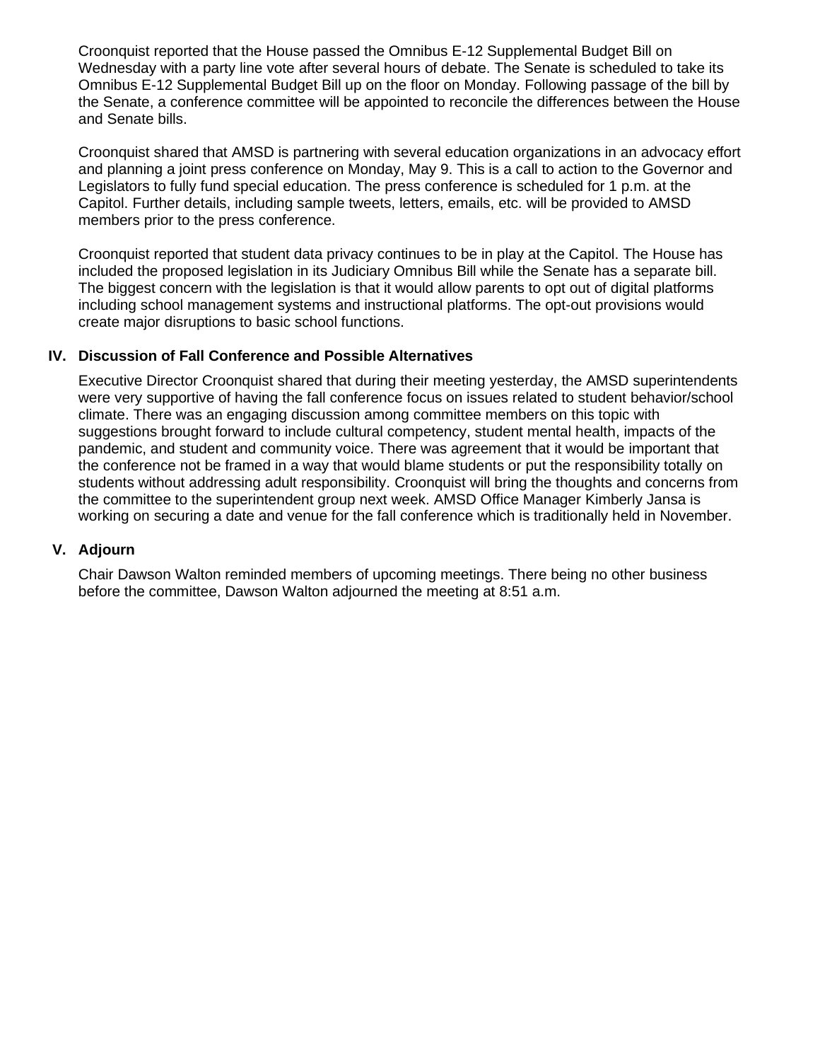Croonquist reported that the House passed the Omnibus E-12 Supplemental Budget Bill on Wednesday with a party line vote after several hours of debate. The Senate is scheduled to take its Omnibus E-12 Supplemental Budget Bill up on the floor on Monday. Following passage of the bill by the Senate, a conference committee will be appointed to reconcile the differences between the House and Senate bills.

Croonquist shared that AMSD is partnering with several education organizations in an advocacy effort and planning a joint press conference on Monday, May 9. This is a call to action to the Governor and Legislators to fully fund special education. The press conference is scheduled for 1 p.m. at the Capitol. Further details, including sample tweets, letters, emails, etc. will be provided to AMSD members prior to the press conference.

Croonquist reported that student data privacy continues to be in play at the Capitol. The House has included the proposed legislation in its Judiciary Omnibus Bill while the Senate has a separate bill. The biggest concern with the legislation is that it would allow parents to opt out of digital platforms including school management systems and instructional platforms. The opt-out provisions would create major disruptions to basic school functions.

## IV. Discussion of Fall Conference and Possible Alternatives

Executive Director Croonquist shared that during their meeting yesterday, the AMSD superintendents were very supportive of having the fall conference focus on issues related to student behavior/school climate. There was an engaging discussion among committee members on this topic with suggestions brought forward to include cultural competency, student mental health, impacts of the pandemic, and student and community voice. There was agreement that it would be important that the conference not be framed in a way that would blame students or put the responsibility totally on students without addressing adult responsibility. Croonquist will bring the thoughts and concerns from the committee to the superintendent group next week. AMSD Office Manager Kimberly Jansa is working on securing a date and venue for the fall conference which is traditionally held in November.

## V. Adjourn

Chair Dawson Walton reminded members of upcoming meetings. There being no other business before the committee, Dawson Walton adjourned the meeting at 8:51 a.m.